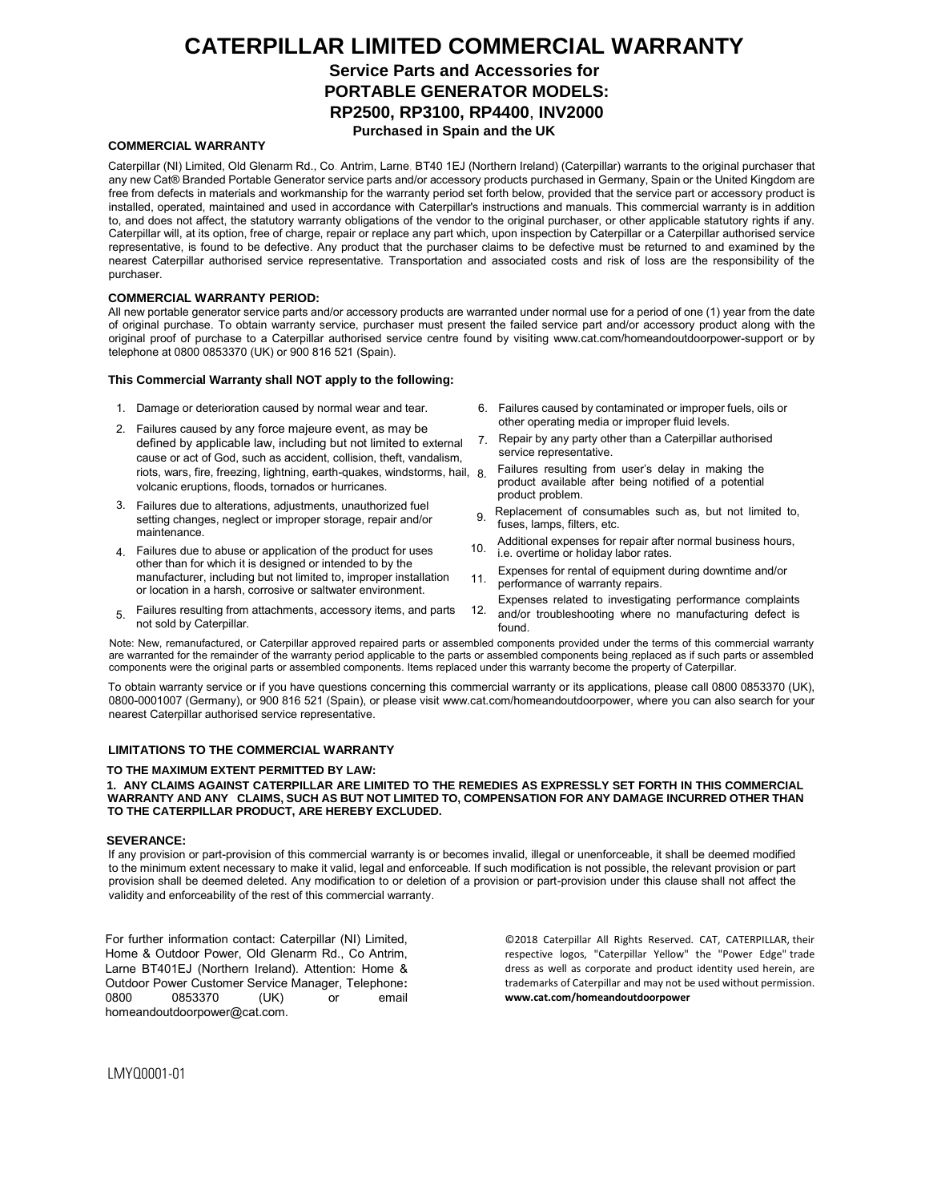# CATERPILLAR LIMITED COMMERCIAL WARRANTY

## Service Parts and Accessories for PORTABLE GENERATOR MODELS: RP2500, RP3100, RP4400, INV2000

### Purchased in Spain and the UK

**COMMERCIAL WARRANTY**

Caterpillar (NI) Limited, Old Glenarm Rd., Co. Antrim, Larne, BT40 1EJ (Northern Ireland) (Caterpillar) warrants to the original purchaser that any new Cat® Branded Portable Generator service parts and/or accessory products purchased in Germany, Spain or the United Kingdom are free from defects in materials and workmanship for the warranty period set forth below, provided that the service part or accessory product is installed, operated, maintained and used in accordance with Caterpillar's instructions and manuals. This commercial warranty is in addition to, and does not affect, the statutory warranty obligations of the vendor to the original purchaser, or other applicable statutory rights if any. Caterpillar will, at its option, free of charge, repair or replace any part which, upon inspection by Caterpillar or a Caterpillar authorised service representative, is found to be defective. Any product that the purchaser claims to be defective must be returned to and examined by the nearest Caterpillar authorised service representative. Transportation and associated costs and risk of loss are the responsibility of the purchaser.

**COMMERCIAL WARRANTY PERIOD:**

All new portable generator service parts and/or accessory products are warranted under normal use for a period of one (1) year from the date of original purchase. To obtain warranty service, purchaser must present the failed service part and/or accessory product along with the original proof of purchase to a Caterpillar authorised service centre found by visiting www.cat.com/homeandoutdoorpower-support or by telephone at 0800 0853370 (UK) or 900 816 521 (Spain).

**This Commercial Warranty shall NOT apply to the following:**

1. Damage or deterioration caused by normal wear and tear.
2. Failures caused by any force majeure event, as may be defined by applicable law, including but not limited to external cause or act of God, such as accident, collision, theft, vandalism, riots, wars, fire, freezing, lightning, earth-quakes, windstorms, hail, volcanic eruptions, floods, tornados or hurricanes.
3. Failures due to alterations, adjustments, unauthorized fuel setting changes, neglect or improper storage, repair and/or maintenance.
4. Failures due to abuse or application of the product for uses other than for which it is designed or intended to by the manufacturer, including but not limited to, improper installation or location in a harsh, corrosive or saltwater environment.
5. Failures resulting from attachments, accessory items, and parts not sold by Caterpillar.
6. Failures caused by contaminated or improper fuels, oils or other operating media or improper fluid levels.
7. Repair by any party other than a Caterpillar authorised service representative.
8. Failures resulting from user's delay in making the product available after being notified of a potential product problem.
9. Replacement of consumables such as, but not limited to, fuses, lamps, filters, etc.
10. Additional expenses for repair after normal business hours, i.e. overtime or holiday labor rates.
11. Expenses for rental of equipment during downtime and/or performance of warranty repairs.
12. Expenses related to investigating performance complaints and/or troubleshooting where no manufacturing defect is found.

Note: New, remanufactured, or Caterpillar approved repaired parts or assembled components provided under the terms of this commercial warranty are warranted for the remainder of the warranty period applicable to the parts or assembled components being replaced as if such parts or assembled components were the original parts or assembled components. Items replaced under this warranty become the property of Caterpillar.

To obtain warranty service or if you have questions concerning this commercial warranty or its applications, please call 0800 0853370 (UK), 0800-0001007 (Germany), or 900 816 521 (Spain), or please visit www.cat.com/homeandoutdoorpower, where you can also search for your nearest Caterpillar authorised service representative.

**LIMITATIONS TO THE COMMERCIAL WARRANTY**

**TO THE MAXIMUM EXTENT PERMITTED BY LAW:**

**1. ANY CLAIMS AGAINST CATERPILLAR ARE LIMITED TO THE REMEDIES AS EXPRESSLY SET FORTH IN THIS COMMERCIAL WARRANTY AND ANY CLAIMS, SUCH AS BUT NOT LIMITED TO, COMPENSATION FOR ANY DAMAGE INCURRED OTHER THAN TO THE CATERPILLAR PRODUCT, ARE HEREBY EXCLUDED.**

**SEVERANCE:**

If any provision or part-provision of this commercial warranty is or becomes invalid, illegal or unenforceable, it shall be deemed modified to the minimum extent necessary to make it valid, legal and enforceable. If such modification is not possible, the relevant provision or part provision shall be deemed deleted. Any modification to or deletion of a provision or part-provision under this clause shall not affect the validity and enforceability of the rest of this commercial warranty.

For further information contact: Caterpillar (NI) Limited, Home & Outdoor Power, Old Glenarm Rd., Co Antrim, Larne BT401EJ (Northern Ireland). Attention: Home & Outdoor Power Customer Service Manager, Telephone: 0800 0853370 (UK) or email homeandoutdoorpower@cat.com.

©2018 Caterpillar All Rights Reserved. CAT, CATERPILLAR, their respective logos, "Caterpillar Yellow" the "Power Edge" trade dress as well as corporate and product identity used herein, are trademarks of Caterpillar and may not be used without permission. **www.cat.com/homeandoutdoorpower**

LMYQ0001-01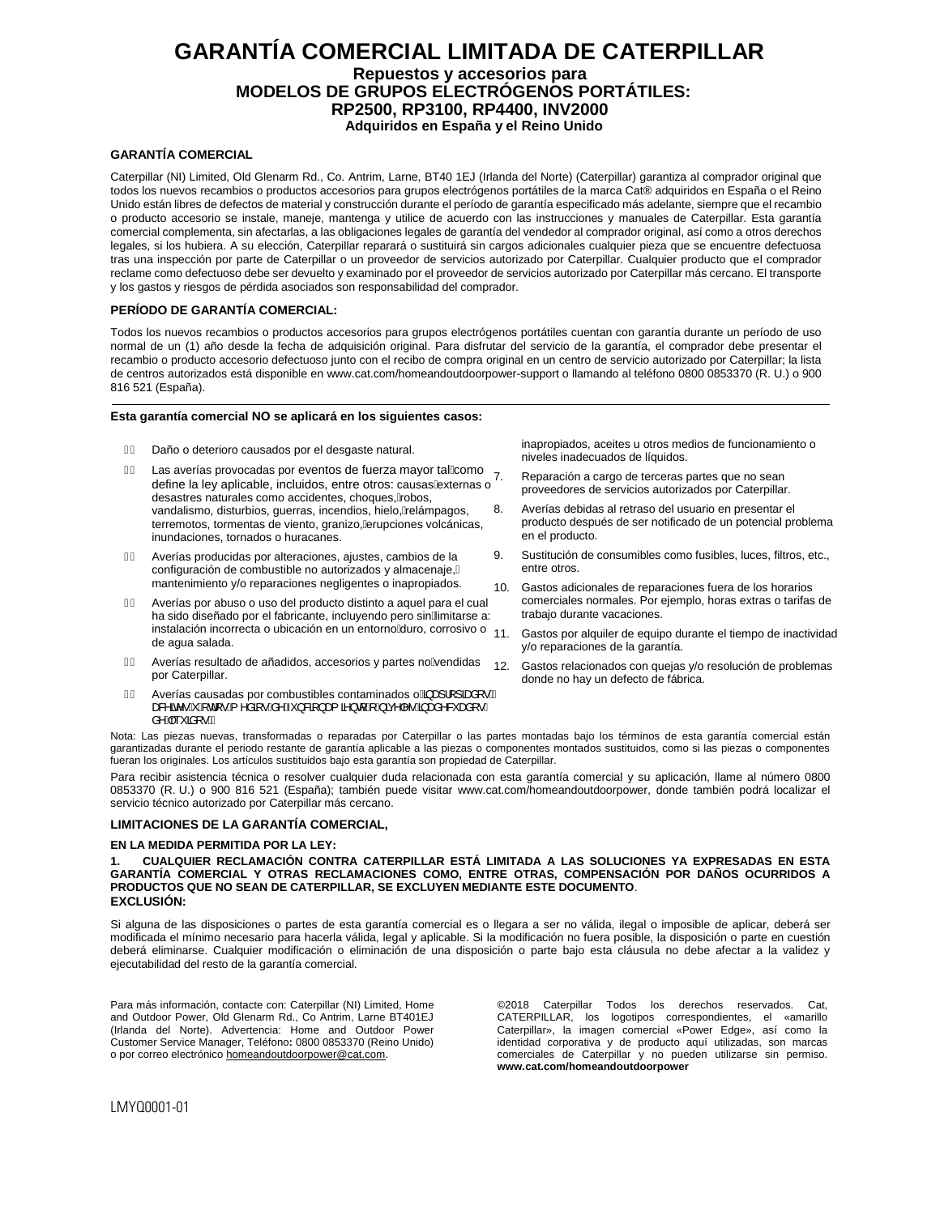# GARANTÍA COMERCIAL LIMITADA DE CATERPILLAR

## Repuestos y accesorios para MODELOS DE GRUPOS ELECTRÓGENOS PORTÁTILES: RP2500, RP3100, RP4400, INV2000

### Adquiridos en España y el Reino Unido

**GARANTÍA COMERCIAL**

Caterpillar (NI) Limited, Old Glenarm Rd., Co. Antrim, Larne, BT40 1EJ (Irlanda del Norte) (Caterpillar) garantiza al comprador original que todos los nuevos recambios o productos accesorios para grupos electrógenos portátiles de la marca Cat® adquiridos en España o el Reino Unido están libres de defectos de material y construcción durante el período de garantía especificado más adelante, siempre que el recambio o producto accesorio se instale, maneje, mantenga y utilice de acuerdo con las instrucciones y manuales de Caterpillar. Esta garantía comercial complementa, sin afectarlas, a las obligaciones legales de garantía del vendedor al comprador original, así como a otros derechos legales, si los hubiera. A su elección, Caterpillar reparará o sustituirá sin cargos adicionales cualquier pieza que se encuentre defectuosa tras una inspección por parte de Caterpillar o un proveedor de servicios autorizado por Caterpillar. Cualquier producto que el comprador reclame como defectuoso debe ser devuelto y examinado por el proveedor de servicios autorizado por Caterpillar más cercano. El transporte y los gastos y riesgos de pérdida asociados son responsabilidad del comprador.

**PERÍODO DE GARANTÍA COMERCIAL:**

Todos los nuevos recambios o productos accesorios para grupos electrógenos portátiles cuentan con garantía durante un período de uso normal de un (1) año desde la fecha de adquisición original. Para disfrutar del servicio de la garantía, el comprador debe presentar el recambio o producto accesorio defectuoso junto con el recibo de compra original en un centro de servicio autorizado por Caterpillar; la lista de centros autorizados está disponible en www.cat.com/homeandoutdoorpower-support o llamando al teléfono 0800 0853370 (R. U.) o 900 816 521 (España).

**Esta garantía comercial NO se aplicará en los siguientes casos:**

1. Daño o deterioro causados por el desgaste natural.
2. Las averías provocadas por eventos de fuerza mayor tal como define la ley aplicable, incluidos, entre otros: causas externas o desastres naturales como accidentes, choques, robos, vandalismo, disturbios, guerras, incendios, hielo, relámpagos, terremotos, tormentas de viento, granizo, erupciones volcánicas, inundaciones, tornados o huracanes.
3. Averías producidas por alteraciones, ajustes, cambios de la configuración de combustible no autorizados y almacenaje, mantenimiento y/o reparaciones negligentes o inapropiados.
4. Averías por abuso o uso del producto distinto a aquel para el cual ha sido diseñado por el fabricante, incluyendo pero sin limitarse a: instalación incorrecta o ubicación en un entorno duro, corrosivo o de agua salada.
5. Averías resultado de añadidos, accesorios y partes no vendidas por Caterpillar.
6. Averías causadas por combustibles contaminados o inapropiados, aceites u otros medios de funcionamiento o niveles inadecuados de líquidos.
7. Reparación a cargo de terceras partes que no sean proveedores de servicios autorizados por Caterpillar.
8. Averías debidas al retraso del usuario en presentar el producto después de ser notificado de un potencial problema en el producto.
9. Sustitución de consumibles como fusibles, luces, filtros, etc., entre otros.
10. Gastos adicionales de reparaciones fuera de los horarios comerciales normales. Por ejemplo, horas extras o tarifas de trabajo durante vacaciones.
11. Gastos por alquiler de equipo durante el tiempo de inactividad y/o reparaciones de la garantía.
12. Gastos relacionados con quejas y/o resolución de problemas donde no hay un defecto de fábrica.

Nota: Las piezas nuevas, transformadas o reparadas por Caterpillar o las partes montadas bajo los términos de esta garantía comercial están garantizadas durante el periodo restante de garantía aplicable a las piezas o componentes montados sustituidos, como si las piezas o componentes fueran los originales. Los artículos sustituidos bajo esta garantía son propiedad de Caterpillar.

Para recibir asistencia técnica o resolver cualquier duda relacionada con esta garantía comercial y su aplicación, llame al número 0800 0853370 (R. U.) o 900 816 521 (España); también puede visitar www.cat.com/homeandoutdoorpower, donde también podrá localizar el servicio técnico autorizado por Caterpillar más cercano.

**LIMITACIONES DE LA GARANTÍA COMERCIAL,**

**EN LA MEDIDA PERMITIDA POR LA LEY:**

**1. CUALQUIER RECLAMACIÓN CONTRA CATERPILLAR ESTÁ LIMITADA A LAS SOLUCIONES YA EXPRESADAS EN ESTA GARANTÍA COMERCIAL Y OTRAS RECLAMACIONES COMO, ENTRE OTRAS, COMPENSACIÓN POR DAÑOS OCURRIDOS A PRODUCTOS QUE NO SEAN DE CATERPILLAR, SE EXCLUYEN MEDIANTE ESTE DOCUMENTO**.

**EXCLUSIÓN:**

Si alguna de las disposiciones o partes de esta garantía comercial es o llegara a ser no válida, ilegal o imposible de aplicar, deberá ser modificada el mínimo necesario para hacerla válida, legal y aplicable. Si la modificación no fuera posible, la disposición o parte en cuestión deberá eliminarse. Cualquier modificación o eliminación de una disposición o parte bajo esta cláusula no debe afectar a la validez y ejecutabilidad del resto de la garantía comercial.

Para más información, contacte con: Caterpillar (NI) Limited, Home and Outdoor Power, Old Glenarm Rd., Co Antrim, Larne BT401EJ (Irlanda del Norte). Advertencia: Home and Outdoor Power Customer Service Manager, Teléfono**:** 0800 0853370 (Reino Unido) o por correo electrónico homeandoutdoorpower@cat.com.

©2018 Caterpillar Todos los derechos reservados. Cat, CATERPILLAR, los logotipos correspondientes, el «amarillo Caterpillar», la imagen comercial «Power Edge», así como la identidad corporativa y de producto aquí utilizadas, son marcas comerciales de Caterpillar y no pueden utilizarse sin permiso. **www.cat.com/homeandoutdoorpower**

LMYQ0001-01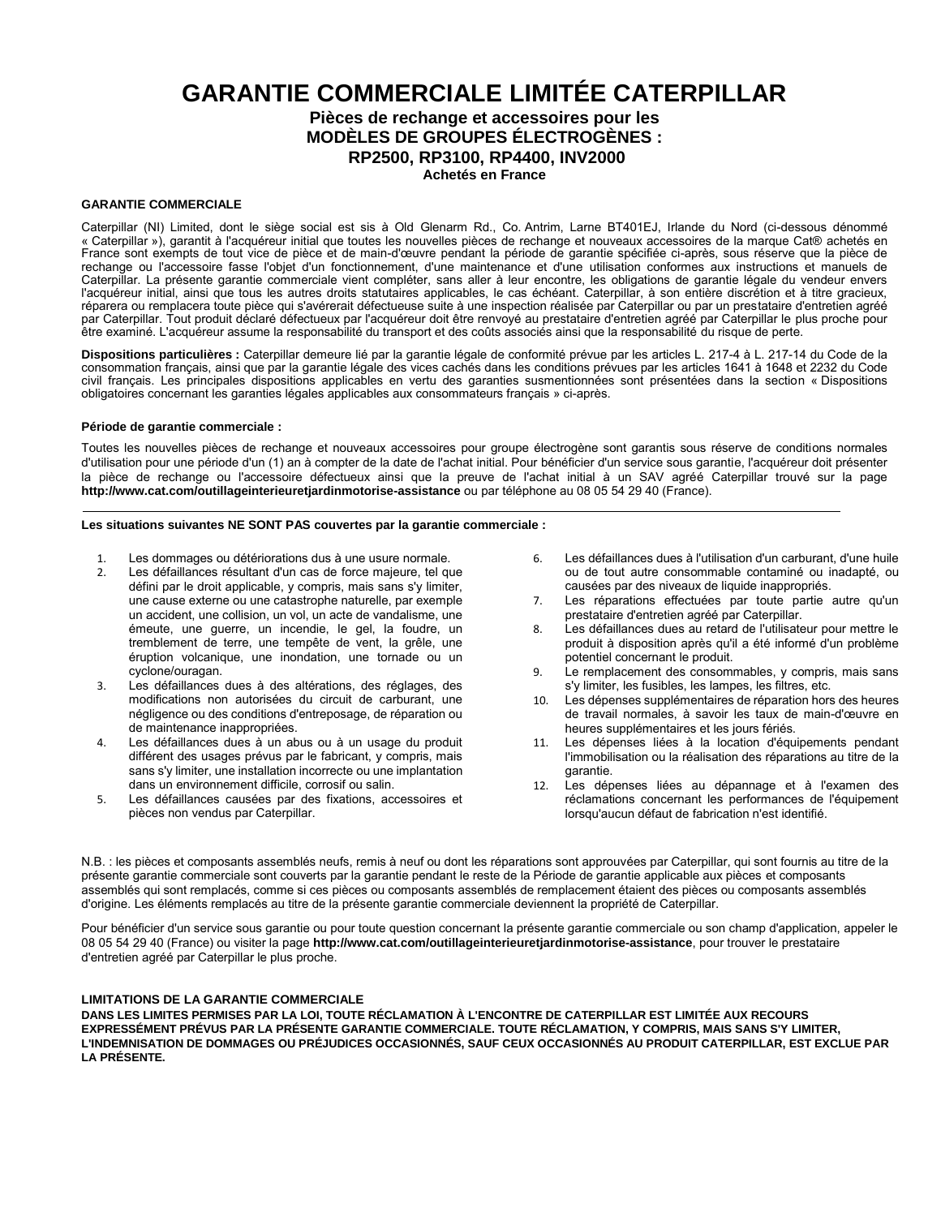# GARANTIE COMMERCIALE LIMITÉE CATERPILLAR

## Pièces de rechange et accessoires pour les MODÈLES DE GROUPES ÉLECTROGÈNES : RP2500, RP3100, RP4400, INV2000

### Achetés en France

**GARANTIE COMMERCIALE**

Caterpillar (NI) Limited, dont le siège social est sis à Old Glenarm Rd., Co. Antrim, Larne BT401EJ, Irlande du Nord (ci-dessous dénommé « Caterpillar »), garantit à l'acquéreur initial que toutes les nouvelles pièces de rechange et nouveaux accessoires de la marque Cat® achetés en France sont exempts de tout vice de pièce et de main-d'œuvre pendant la période de garantie spécifiée ci-après, sous réserve que la pièce de rechange ou l'accessoire fasse l'objet d'un fonctionnement, d'une maintenance et d'une utilisation conformes aux instructions et manuels de Caterpillar. La présente garantie commerciale vient compléter, sans aller à leur encontre, les obligations de garantie légale du vendeur envers l'acquéreur initial, ainsi que tous les autres droits statutaires applicables, le cas échéant. Caterpillar, à son entière discrétion et à titre gracieux, réparera ou remplacera toute pièce qui s'avérerait défectueuse suite à une inspection réalisée par Caterpillar ou par un prestataire d'entretien agréé par Caterpillar. Tout produit déclaré défectueux par l'acquéreur doit être renvoyé au prestataire d'entretien agréé par Caterpillar le plus proche pour être examiné. L'acquéreur assume la responsabilité du transport et des coûts associés ainsi que la responsabilité du risque de perte.

**Dispositions particulières :** Caterpillar demeure lié par la garantie légale de conformité prévue par les articles L. 217-4 à L. 217-14 du Code de la consommation français, ainsi que par la garantie légale des vices cachés dans les conditions prévues par les articles 1641 à 1648 et 2232 du Code civil français. Les principales dispositions applicables en vertu des garanties susmentionnées sont présentées dans la section « Dispositions obligatoires concernant les garanties légales applicables aux consommateurs français » ci-après.

**Période de garantie commerciale :**

Toutes les nouvelles pièces de rechange et nouveaux accessoires pour groupe électrogène sont garantis sous réserve de conditions normales d'utilisation pour une période d'un (1) an à compter de la date de l'achat initial. Pour bénéficier d'un service sous garantie, l'acquéreur doit présenter la pièce de rechange ou l'accessoire défectueux ainsi que la preuve de l'achat initial à un SAV agréé Caterpillar trouvé sur la page **http://www.cat.com/outillageinterieuretjardinmotorise-assistance** ou par téléphone au 08 05 54 29 40 (France).

**Les situations suivantes NE SONT PAS couvertes par la garantie commerciale :**

1. Les dommages ou détériorations dus à une usure normale.
2. Les défaillances résultant d'un cas de force majeure, tel que défini par le droit applicable, y compris, mais sans s'y limiter, une cause externe ou une catastrophe naturelle, par exemple un accident, une collision, un vol, un acte de vandalisme, une émeute, une guerre, un incendie, le gel, la foudre, un tremblement de terre, une tempête de vent, la grêle, une éruption volcanique, une inondation, une tornade ou un cyclone/ouragan.
3. Les défaillances dues à des altérations, des réglages, des modifications non autorisées du circuit de carburant, une négligence ou des conditions d'entreposage, de réparation ou de maintenance inappropriées.
4. Les défaillances dues à un abus ou à un usage du produit différent des usages prévus par le fabricant, y compris, mais sans s'y limiter, une installation incorrecte ou une implantation dans un environnement difficile, corrosif ou salin.
5. Les défaillances causées par des fixations, accessoires et pièces non vendus par Caterpillar.
6. Les défaillances dues à l'utilisation d'un carburant, d'une huile ou de tout autre consommable contaminé ou inadapté, ou causées par des niveaux de liquide inappropriés.
7. Les réparations effectuées par toute partie autre qu'un prestataire d'entretien agréé par Caterpillar.
8. Les défaillances dues au retard de l'utilisateur pour mettre le produit à disposition après qu'il a été informé d'un problème potentiel concernant le produit.
9. Le remplacement des consommables, y compris, mais sans s'y limiter, les fusibles, les lampes, les filtres, etc.
10. Les dépenses supplémentaires de réparation hors des heures de travail normales, à savoir les taux de main-d'œuvre en heures supplémentaires et les jours fériés.
11. Les dépenses liées à la location d'équipements pendant l'immobilisation ou la réalisation des réparations au titre de la garantie.
12. Les dépenses liées au dépannage et à l'examen des réclamations concernant les performances de l'équipement lorsqu'aucun défaut de fabrication n'est identifié.

N.B. : les pièces et composants assemblés neufs, remis à neuf ou dont les réparations sont approuvées par Caterpillar, qui sont fournis au titre de la présente garantie commerciale sont couverts par la garantie pendant le reste de la Période de garantie applicable aux pièces et composants assemblés qui sont remplacés, comme si ces pièces ou composants assemblés de remplacement étaient des pièces ou composants assemblés d'origine. Les éléments remplacés au titre de la présente garantie commerciale deviennent la propriété de Caterpillar.

Pour bénéficier d'un service sous garantie ou pour toute question concernant la présente garantie commerciale ou son champ d'application, appeler le 08 05 54 29 40 (France) ou visiter la page **http://www.cat.com/outillageinterieuretjardinmotorise-assistance**, pour trouver le prestataire d'entretien agréé par Caterpillar le plus proche.

**LIMITATIONS DE LA GARANTIE COMMERCIALE**

**DANS LES LIMITES PERMISES PAR LA LOI, TOUTE RÉCLAMATION À L'ENCONTRE DE CATERPILLAR EST LIMITÉE AUX RECOURS EXPRESSÉMENT PRÉVUS PAR LA PRÉSENTE GARANTIE COMMERCIALE. TOUTE RÉCLAMATION, Y COMPRIS, MAIS SANS S'Y LIMITER, L'INDEMNISATION DE DOMMAGES OU PRÉJUDICES OCCASIONNÉS, SAUF CEUX OCCASIONNÉS AU PRODUIT CATERPILLAR, EST EXCLUE PAR LA PRÉSENTE.**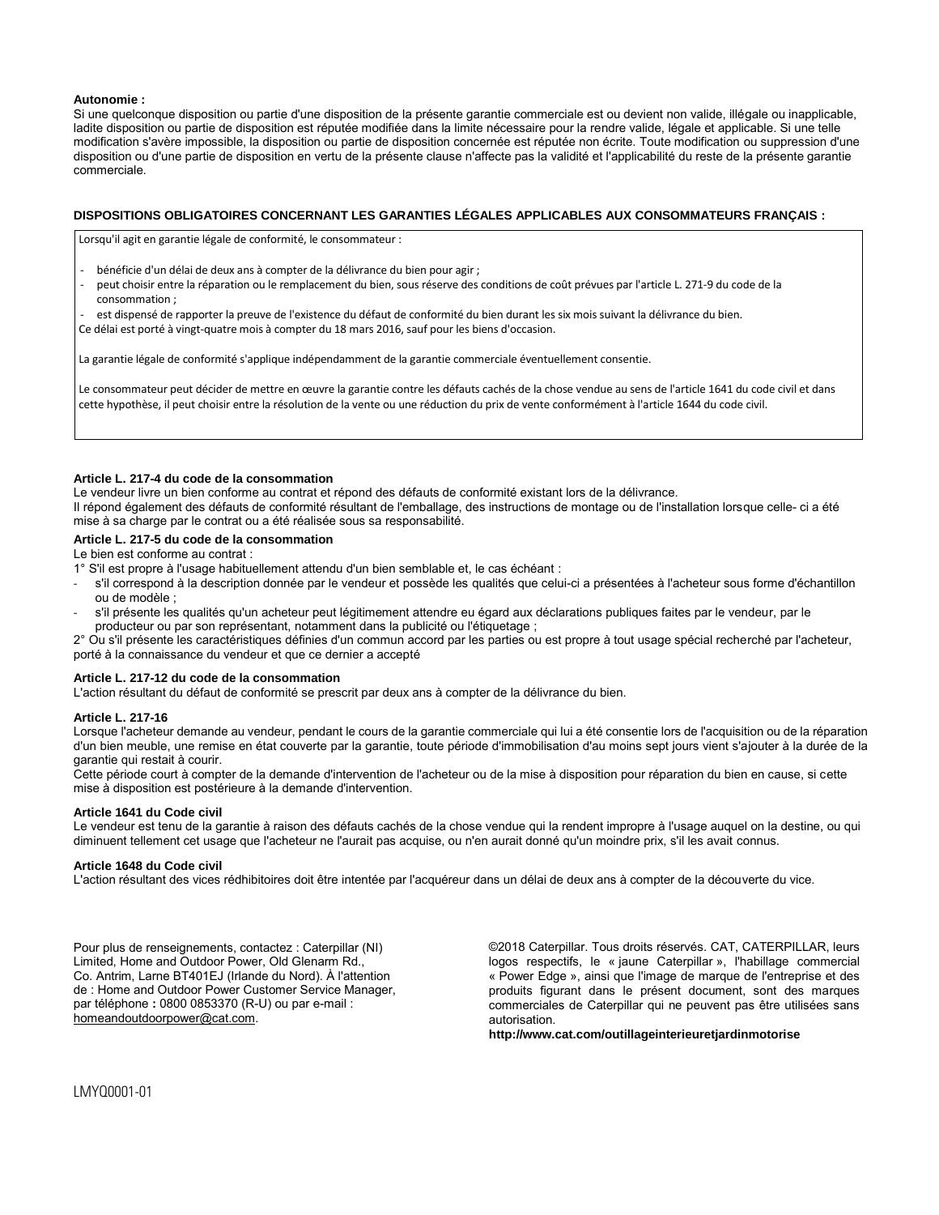**Autonomie :**
Si une quelconque disposition ou partie d'une disposition de la présente garantie commerciale est ou devient non valide, illégale ou inapplicable, ladite disposition ou partie de disposition est réputée modifiée dans la limite nécessaire pour la rendre valide, légale et applicable. Si une telle modification s'avère impossible, la disposition ou partie de disposition concernée est réputée non écrite. Toute modification ou suppression d'une disposition ou d'une partie de disposition en vertu de la présente clause n'affecte pas la validité et l'applicabilité du reste de la présente garantie commerciale.

**DISPOSITIONS OBLIGATOIRES CONCERNANT LES GARANTIES LÉGALES APPLICABLES AUX CONSOMMATEURS FRANÇAIS :**

Lorsqu'il agit en garantie légale de conformité, le consommateur :

- bénéficie d'un délai de deux ans à compter de la délivrance du bien pour agir ;
- peut choisir entre la réparation ou le remplacement du bien, sous réserve des conditions de coût prévues par l'article L. 271-9 du code de la consommation ;
- est dispensé de rapporter la preuve de l'existence du défaut de conformité du bien durant les six mois suivant la délivrance du bien.

Ce délai est porté à vingt-quatre mois à compter du 18 mars 2016, sauf pour les biens d'occasion.

La garantie légale de conformité s'applique indépendamment de la garantie commerciale éventuellement consentie.

Le consommateur peut décider de mettre en œuvre la garantie contre les défauts cachés de la chose vendue au sens de l'article 1641 du code civil et dans cette hypothèse, il peut choisir entre la résolution de la vente ou une réduction du prix de vente conformément à l'article 1644 du code civil.

**Article L. 217-4 du code de la consommation**
Le vendeur livre un bien conforme au contrat et répond des défauts de conformité existant lors de la délivrance.
Il répond également des défauts de conformité résultant de l'emballage, des instructions de montage ou de l'installation lorsque celle- ci a été mise à sa charge par le contrat ou a été réalisée sous sa responsabilité.

**Article L. 217-5 du code de la consommation**
Le bien est conforme au contrat :
1° S'il est propre à l'usage habituellement attendu d'un bien semblable et, le cas échéant :

- s'il correspond à la description donnée par le vendeur et possède les qualités que celui-ci a présentées à l'acheteur sous forme d'échantillon ou de modèle ;
- s'il présente les qualités qu'un acheteur peut légitimement attendre eu égard aux déclarations publiques faites par le vendeur, par le producteur ou par son représentant, notamment dans la publicité ou l'étiquetage ;

2° Ou s'il présente les caractéristiques définies d'un commun accord par les parties ou est propre à tout usage spécial recherché par l'acheteur, porté à la connaissance du vendeur et que ce dernier a accepté

**Article L. 217-12 du code de la consommation**
L'action résultant du défaut de conformité se prescrit par deux ans à compter de la délivrance du bien.

**Article L. 217-16**
Lorsque l'acheteur demande au vendeur, pendant le cours de la garantie commerciale qui lui a été consentie lors de l'acquisition ou de la réparation d'un bien meuble, une remise en état couverte par la garantie, toute période d'immobilisation d'au moins sept jours vient s'ajouter à la durée de la garantie qui restait à courir.
Cette période court à compter de la demande d'intervention de l'acheteur ou de la mise à disposition pour réparation du bien en cause, si cette mise à disposition est postérieure à la demande d'intervention.

**Article 1641 du Code civil**
Le vendeur est tenu de la garantie à raison des défauts cachés de la chose vendue qui la rendent impropre à l'usage auquel on la destine, ou qui diminuent tellement cet usage que l'acheteur ne l'aurait pas acquise, ou n'en aurait donné qu'un moindre prix, s'il les avait connus.

**Article 1648 du Code civil**
L'action résultant des vices rédhibitoires doit être intentée par l'acquéreur dans un délai de deux ans à compter de la découverte du vice.

Pour plus de renseignements, contactez : Caterpillar (NI) Limited, Home and Outdoor Power, Old Glenarm Rd., Co. Antrim, Larne BT401EJ (Irlande du Nord). À l'attention de : Home and Outdoor Power Customer Service Manager, par téléphone **:** 0800 0853370 (R-U) ou par e-mail : homeandoutdoorpower@cat.com.

©2018 Caterpillar. Tous droits réservés. CAT, CATERPILLAR, leurs logos respectifs, le « jaune Caterpillar », l'habillage commercial « Power Edge », ainsi que l'image de marque de l'entreprise et des produits figurant dans le présent document, sont des marques commerciales de Caterpillar qui ne peuvent pas être utilisées sans autorisation.
**http://www.cat.com/outillageinterieuretjardinmotorise**

LMYQ0001-01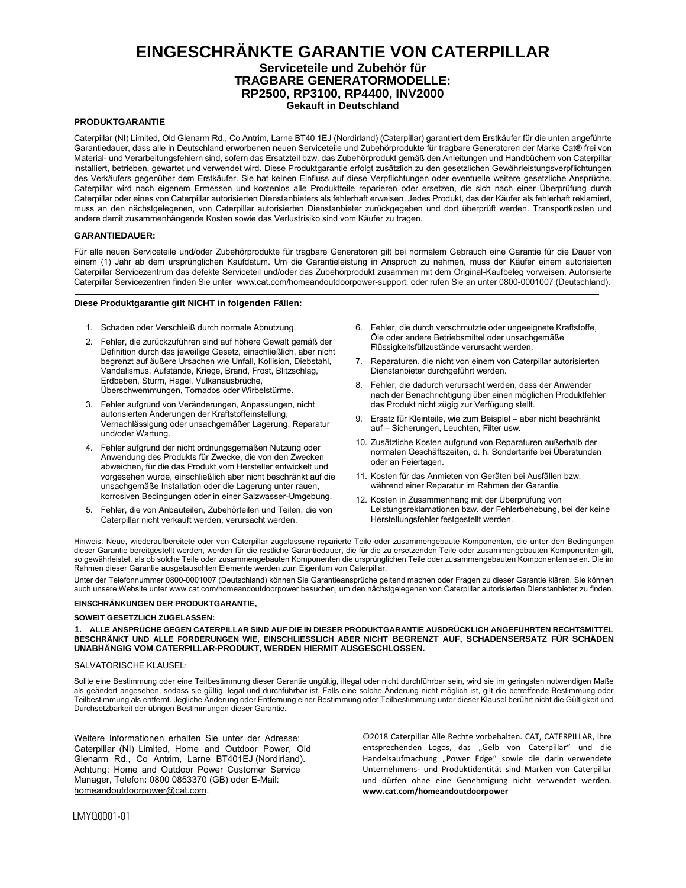# EINGESCHRÄNKTE GARANTIE VON CATERPILLAR

## Serviceteile und Zubehör für TRAGBARE GENERATORMODELLE: RP2500, RP3100, RP4400, INV2000

**Gekauft in Deutschland**

### PRODUKTGARANTIE

Caterpillar (NI) Limited, Old Glenarm Rd., Co Antrim, Larne BT40 1EJ (Nordirland) (Caterpillar) garantiert dem Erstkäufer für die unten angeführte Garantiedauer, dass alle in Deutschland erworbenen neuen Serviceteile und Zubehörprodukte für tragbare Generatoren der Marke Cat® frei von Material- und Verarbeitungsfehlern sind, sofern das Ersatzteil bzw. das Zubehörprodukt gemäß den Anleitungen und Handbüchern von Caterpillar installiert, betrieben, gewartet und verwendet wird. Diese Produktgarantie erfolgt zusätzlich zu den gesetzlichen Gewährleistungsverpflichtungen des Verkäufers gegenüber dem Erstkäufer. Sie hat keinen Einfluss auf diese Verpflichtungen oder eventuelle weitere gesetzliche Ansprüche. Caterpillar wird nach eigenem Ermessen und kostenlos alle Produktteile reparieren oder ersetzen, die sich nach einer Überprüfung durch Caterpillar oder eines von Caterpillar autorisierten Dienstanbieters als fehlerhaft erweisen. Jedes Produkt, das der Käufer als fehlerhaft reklamiert, muss an den nächstgelegenen, von Caterpillar autorisierten Dienstanbieter zurückgegeben und dort überprüft werden. Transportkosten und andere damit zusammenhängende Kosten sowie das Verlustrisiko sind vom Käufer zu tragen.

### GARANTIEDAUER:

Für alle neuen Serviceteile und/oder Zubehörprodukte für tragbare Generatoren gilt bei normalem Gebrauch eine Garantie für die Dauer von einem (1) Jahr ab dem ursprünglichen Kaufdatum. Um die Garantieleistung in Anspruch zu nehmen, muss der Käufer einem autorisierten Caterpillar Servicezentrum das defekte Serviceteil und/oder das Zubehörprodukt zusammen mit dem Original-Kaufbeleg vorweisen. Autorisierte Caterpillar Servicezentren finden Sie unter www.cat.com/homeandoutdoorpower-support, oder rufen Sie an unter 0800-0001007 (Deutschland).

---

**Diese Produktgarantie gilt NICHT in folgenden Fällen:**

1. Schaden oder Verschleiß durch normale Abnutzung.
2. Fehler, die zurückzuführen sind auf höhere Gewalt gemäß der Definition durch das jeweilige Gesetz, einschließlich, aber nicht begrenzt auf äußere Ursachen wie Unfall, Kollision, Diebstahl, Vandalismus, Aufstände, Kriege, Brand, Frost, Blitzschlag, Erdbeben, Sturm, Hagel, Vulkanausbrüche, Überschwemmungen, Tornados oder Wirbelstürme.
3. Fehler aufgrund von Veränderungen, Anpassungen, nicht autorisierten Änderungen der Kraftstoffeinstellung, Vernachlässigung oder unsachgemäßer Lagerung, Reparatur und/oder Wartung.
4. Fehler aufgrund der nicht ordnungsgemäßen Nutzung oder Anwendung des Produkts für Zwecke, die von den Zwecken abweichen, für die das Produkt vom Hersteller entwickelt und vorgesehen wurde, einschließlich aber nicht beschränkt auf die unsachgemäße Installation oder die Lagerung unter rauen, korrosiven Bedingungen oder in einer Salzwasser-Umgebung.
5. Fehler, die von Anbauteilen, Zubehörteilen und Teilen, die von Caterpillar nicht verkauft werden, verursacht werden.
6. Fehler, die durch verschmutzte oder ungeeignete Kraftstoffe, Öle oder andere Betriebsmittel oder unsachgemäße Flüssigkeitsfüllzustände verursacht werden.
7. Reparaturen, die nicht von einem von Caterpillar autorisierten Dienstanbieter durchgeführt werden.
8. Fehler, die dadurch verursacht werden, dass der Anwender nach der Benachrichtigung über einen möglichen Produktfehler das Produkt nicht zügig zur Verfügung stellt.
9. Ersatz für Kleinteile, wie zum Beispiel – aber nicht beschränkt auf – Sicherungen, Leuchten, Filter usw.
10. Zusätzliche Kosten aufgrund von Reparaturen außerhalb der normalen Geschäftszeiten, d. h. Sondertarife bei Überstunden oder an Feiertagen.
11. Kosten für das Anmieten von Geräten bei Ausfällen bzw. während einer Reparatur im Rahmen der Garantie.
12. Kosten in Zusammenhang mit der Überprüfung von Leistungsreklamationen bzw. der Fehlerbehebung, bei der keine Herstellungsfehler festgestellt werden.

Hinweis: Neue, wiederaufbereitete oder von Caterpillar zugelassene reparierte Teile oder zusammengebaute Komponenten, die unter den Bedingungen dieser Garantie bereitgestellt werden, werden für die restliche Garantiedauer, die für die zu ersetzenden Teile oder zusammengebauten Komponenten gilt, so gewährleistet, als ob solche Teile oder zusammengebauten Komponenten die ursprünglichen Teile oder zusammengebauten Komponenten seien. Die im Rahmen dieser Garantie ausgetauschten Elemente werden zum Eigentum von Caterpillar.

Unter der Telefonnummer 0800-0001007 (Deutschland) können Sie Garantieansprüche geltend machen oder Fragen zu dieser Garantie klären. Sie können auch unsere Website unter www.cat.com/homeandoutdoorpower besuchen, um den nächstgelegenen von Caterpillar autorisierten Dienstanbieter zu finden.

**EINSCHRÄNKUNGEN DER PRODUKTGARANTIE,**

**SOWEIT GESETZLICH ZUGELASSEN:**

**1. ALLE ANSPRÜCHE GEGEN CATERPILLAR SIND AUF DIE IN DIESER PRODUKTGARANTIE AUSDRÜCKLICH ANGEFÜHRTEN RECHTSMITTEL BESCHRÄNKT UND ALLE FORDERUNGEN WIE, EINSCHLIESSLICH ABER NICHT BEGRENZT AUF, SCHADENSERSATZ FÜR SCHÄDEN UNABHÄNGIG VOM CATERPILLAR-PRODUKT, WERDEN HIERMIT AUSGESCHLOSSEN.**

SALVATORISCHE KLAUSEL:

Sollte eine Bestimmung oder eine Teilbestimmung dieser Garantie ungültig, illegal oder nicht durchführbar sein, wird sie im geringsten notwendigen Maße als geändert angesehen, sodass sie gültig, legal und durchführbar ist. Falls eine solche Änderung nicht möglich ist, gilt die betreffende Bestimmung oder Teilbestimmung als entfernt. Jegliche Änderung oder Entfernung einer Bestimmung oder Teilbestimmung unter dieser Klausel berührt nicht die Gültigkeit und Durchsetzbarkeit der übrigen Bestimmungen dieser Garantie.

Weitere Informationen erhalten Sie unter der Adresse: Caterpillar (NI) Limited, Home and Outdoor Power, Old Glenarm Rd., Co Antrim, Larne BT401EJ (Nordirland). Achtung: Home and Outdoor Power Customer Service Manager, Telefon**:** 0800 0853370 (GB) oder E-Mail: homeandoutdoorpower@cat.com.

©2018 Caterpillar Alle Rechte vorbehalten. CAT, CATERPILLAR, ihre entsprechenden Logos, das „Gelb von Caterpillar" und die Handelsaufmachung „Power Edge" sowie die darin verwendete Unternehmens- und Produktidentität sind Marken von Caterpillar und dürfen ohne eine Genehmigung nicht verwendet werden. **www.cat.com/homeandoutdoorpower**

LMYQ0001-01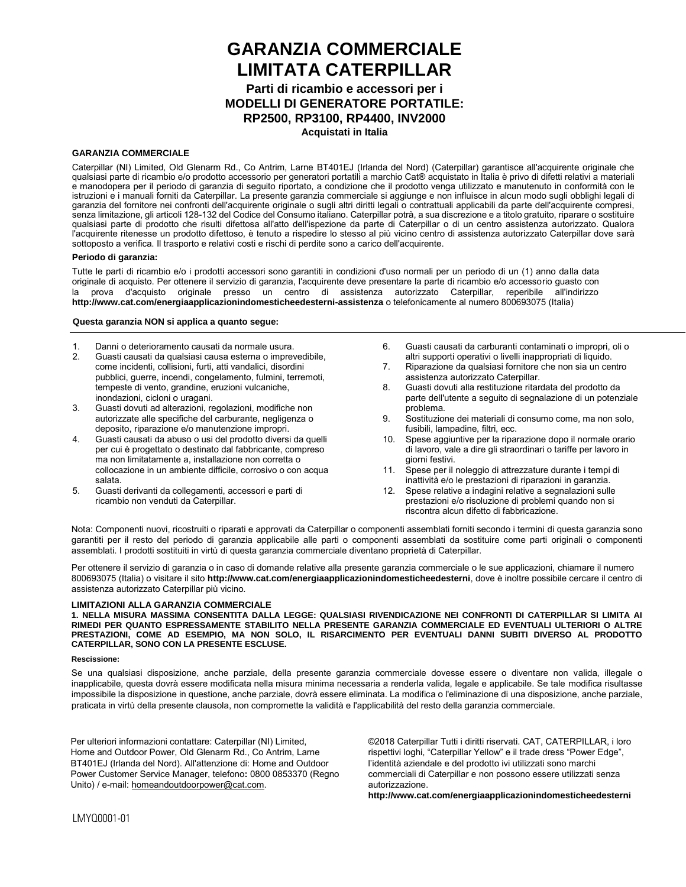# GARANZIA COMMERCIALE LIMITATA CATERPILLAR

## Parti di ricambio e accessori per i MODELLI DI GENERATORE PORTATILE: RP2500, RP3100, RP4400, INV2000

**Acquistati in Italia**

### GARANZIA COMMERCIALE

Caterpillar (NI) Limited, Old Glenarm Rd., Co Antrim, Larne BT401EJ (Irlanda del Nord) (Caterpillar) garantisce all'acquirente originale che qualsiasi parte di ricambio e/o prodotto accessorio per generatori portatili a marchio Cat® acquistato in Italia è privo di difetti relativi a materiali e manodopera per il periodo di garanzia di seguito riportato, a condizione che il prodotto venga utilizzato e manutenuto in conformità con le istruzioni e i manuali forniti da Caterpillar. La presente garanzia commerciale si aggiunge e non influisce in alcun modo sugli obblighi legali di garanzia del fornitore nei confronti dell'acquirente originale o sugli altri diritti legali o contrattuali applicabili da parte dell'acquirente compresi, senza limitazione, gli articoli 128-132 del Codice del Consumo italiano. Caterpillar potrà, a sua discrezione e a titolo gratuito, riparare o sostituire qualsiasi parte di prodotto che risulti difettosa all'atto dell'ispezione da parte di Caterpillar o di un centro assistenza autorizzato. Qualora l'acquirente ritenesse un prodotto difettoso, è tenuto a rispedire lo stesso al più vicino centro di assistenza autorizzato Caterpillar dove sarà sottoposto a verifica. Il trasporto e relativi costi e rischi di perdite sono a carico dell'acquirente.

**Periodo di garanzia:**

Tutte le parti di ricambio e/o i prodotti accessori sono garantiti in condizioni d'uso normali per un periodo di un (1) anno dalla data originale di acquisto. Per ottenere il servizio di garanzia, l'acquirente deve presentare la parte di ricambio e/o accessorio guasto con la prova d'acquisto originale presso un centro di assistenza autorizzato Caterpillar, reperibile all'indirizzo **http://www.cat.com/energiaapplicazionindomesticheedesterni-assistenza** o telefonicamente al numero 800693075 (Italia)

**Questa garanzia NON si applica a quanto segue:**

1. Danni o deterioramento causati da normale usura.
2. Guasti causati da qualsiasi causa esterna o imprevedibile, come incidenti, collisioni, furti, atti vandalici, disordini pubblici, guerre, incendi, congelamento, fulmini, terremoti, tempeste di vento, grandine, eruzioni vulcaniche, inondazioni, cicloni o uragani.
3. Guasti dovuti ad alterazioni, regolazioni, modifiche non autorizzate alle specifiche del carburante, negligenza o deposito, riparazione e/o manutenzione impropri.
4. Guasti causati da abuso o usi del prodotto diversi da quelli per cui è progettato o destinato dal fabbricante, compreso ma non limitatamente a, installazione non corretta o collocazione in un ambiente difficile, corrosivo o con acqua salata.
5. Guasti derivanti da collegamenti, accessori e parti di ricambio non venduti da Caterpillar.
6. Guasti causati da carburanti contaminati o impropri, oli o altri supporti operativi o livelli inappropriati di liquido.
7. Riparazione da qualsiasi fornitore che non sia un centro assistenza autorizzato Caterpillar.
8. Guasti dovuti alla restituzione ritardata del prodotto da parte dell'utente a seguito di segnalazione di un potenziale problema.
9. Sostituzione dei materiali di consumo come, ma non solo, fusibili, lampadine, filtri, ecc.
10. Spese aggiuntive per la riparazione dopo il normale orario di lavoro, vale a dire gli straordinari o tariffe per lavoro in giorni festivi.
11. Spese per il noleggio di attrezzature durante i tempi di inattività e/o le prestazioni di riparazioni in garanzia.
12. Spese relative a indagini relative a segnalazioni sulle prestazioni e/o risoluzione di problemi quando non si riscontra alcun difetto di fabbricazione.

Nota: Componenti nuovi, ricostruiti o riparati e approvati da Caterpillar o componenti assemblati forniti secondo i termini di questa garanzia sono garantiti per il resto del periodo di garanzia applicabile alle parti o componenti assemblati da sostituire come parti originali o componenti assemblati. I prodotti sostituiti in virtù di questa garanzia commerciale diventano proprietà di Caterpillar.

Per ottenere il servizio di garanzia o in caso di domande relative alla presente garanzia commerciale o le sue applicazioni, chiamare il numero 800693075 (Italia) o visitare il sito **http://www.cat.com/energiaapplicazionindomesticheedesterni**, dove è inoltre possibile cercare il centro di assistenza autorizzato Caterpillar più vicino.

### LIMITAZIONI ALLA GARANZIA COMMERCIALE

**1. NELLA MISURA MASSIMA CONSENTITA DALLA LEGGE: QUALSIASI RIVENDICAZIONE NEI CONFRONTI DI CATERPILLAR SI LIMITA AI RIMEDI PER QUANTO ESPRESSAMENTE STABILITO NELLA PRESENTE GARANZIA COMMERCIALE ED EVENTUALI ULTERIORI O ALTRE PRESTAZIONI, COME AD ESEMPIO, MA NON SOLO, IL RISARCIMENTO PER EVENTUALI DANNI SUBITI DIVERSO AL PRODOTTO CATERPILLAR, SONO CON LA PRESENTE ESCLUSE.**

**Rescissione:**

Se una qualsiasi disposizione, anche parziale, della presente garanzia commerciale dovesse essere o diventare non valida, illegale o inapplicabile, questa dovrà essere modificata nella misura minima necessaria a renderla valida, legale e applicabile. Se tale modifica risultasse impossibile la disposizione in questione, anche parziale, dovrà essere eliminata. La modifica o l'eliminazione di una disposizione, anche parziale, praticata in virtù della presente clausola, non compromette la validità e l'applicabilità del resto della garanzia commerciale.

Per ulteriori informazioni contattare: Caterpillar (NI) Limited, Home and Outdoor Power, Old Glenarm Rd., Co Antrim, Larne BT401EJ (Irlanda del Nord). All'attenzione di: Home and Outdoor Power Customer Service Manager, telefono**:** 0800 0853370 (Regno Unito) / e-mail: homeandoutdoorpower@cat.com.

©2018 Caterpillar Tutti i diritti riservati. CAT, CATERPILLAR, i loro rispettivi loghi, "Caterpillar Yellow" e il trade dress "Power Edge", l'identità aziendale e del prodotto ivi utilizzati sono marchi commerciali di Caterpillar e non possono essere utilizzati senza autorizzazione.

**http://www.cat.com/energiaapplicazionindomesticheedesterni**

LMYQ0001-01